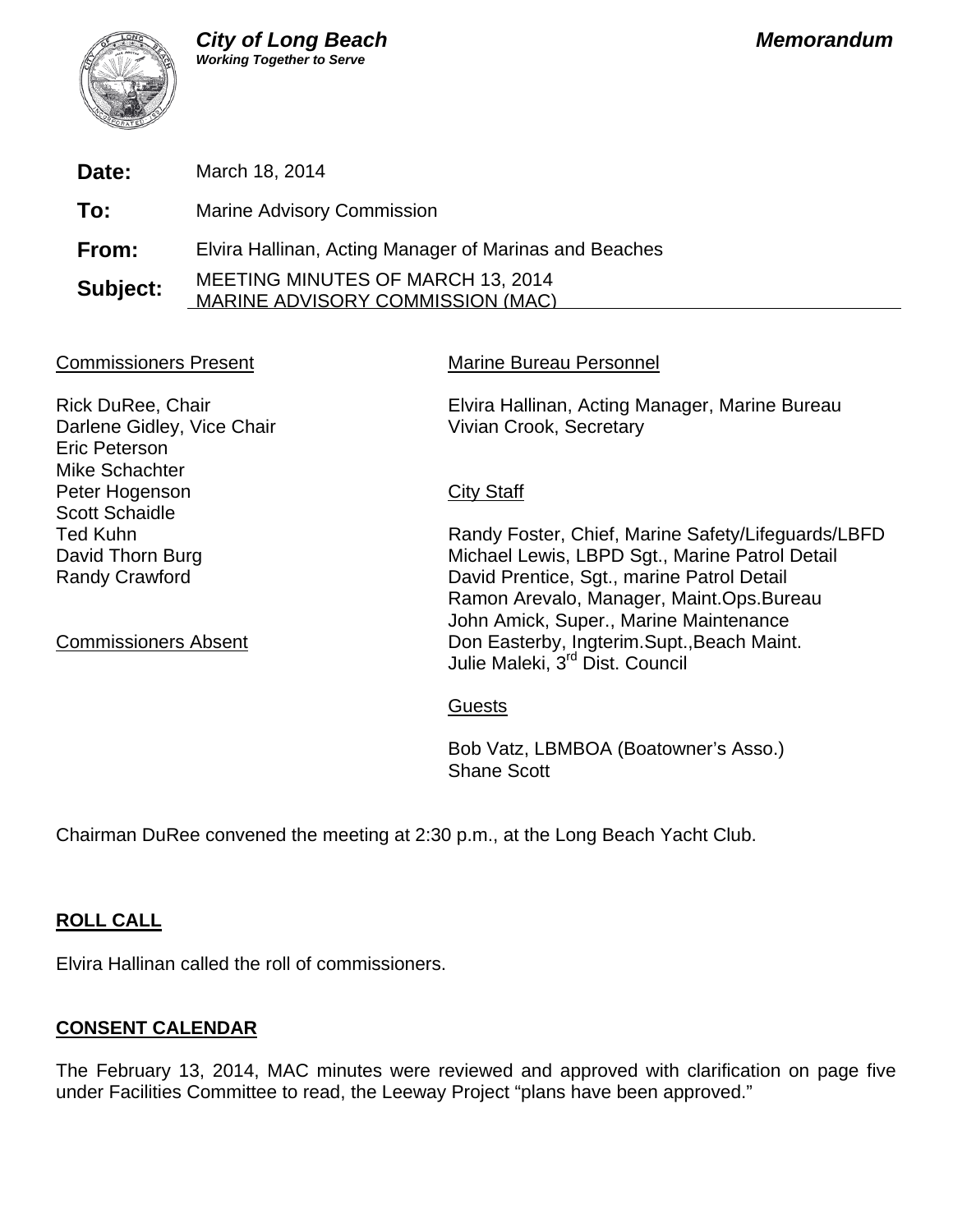**City of Long Beach**
***Working Together to Serve***

***Memorandum***

| | |
|---|---|
| **Date:** | March 18, 2014 |
| **To:** | Marine Advisory Commission |
| **From:** | Elvira Hallinan, Acting Manager of Marinas and Beaches |
| **Subject:** | MEETING MINUTES OF MARCH 13, 2014 MARINE ADVISORY COMMISSION (MAC) |

Commissioners Present

Rick DuRee, Chair
Darlene Gidley, Vice Chair
Eric Peterson
Mike Schachter
Peter Hogenson
Scott Schaidle
Ted Kuhn
David Thorn Burg
Randy Crawford

Commissioners Absent

Marine Bureau Personnel

Elvira Hallinan, Acting Manager, Marine Bureau
Vivian Crook, Secretary

City Staff

Randy Foster, Chief, Marine Safety/Lifeguards/LBFD
Michael Lewis, LBPD Sgt., Marine Patrol Detail
David Prentice, Sgt., marine Patrol Detail
Ramon Arevalo, Manager, Maint.Ops.Bureau
John Amick, Super., Marine Maintenance
Don Easterby, Ingterim.Supt.,Beach Maint.
Julie Maleki, 3rd Dist. Council

Guests

Bob Vatz, LBMBOA (Boatowner's Asso.)
Shane Scott

Chairman DuRee convened the meeting at 2:30 p.m., at the Long Beach Yacht Club.

## ROLL CALL

Elvira Hallinan called the roll of commissioners.

## CONSENT CALENDAR

The February 13, 2014, MAC minutes were reviewed and approved with clarification on page five under Facilities Committee to read, the Leeway Project "plans have been approved."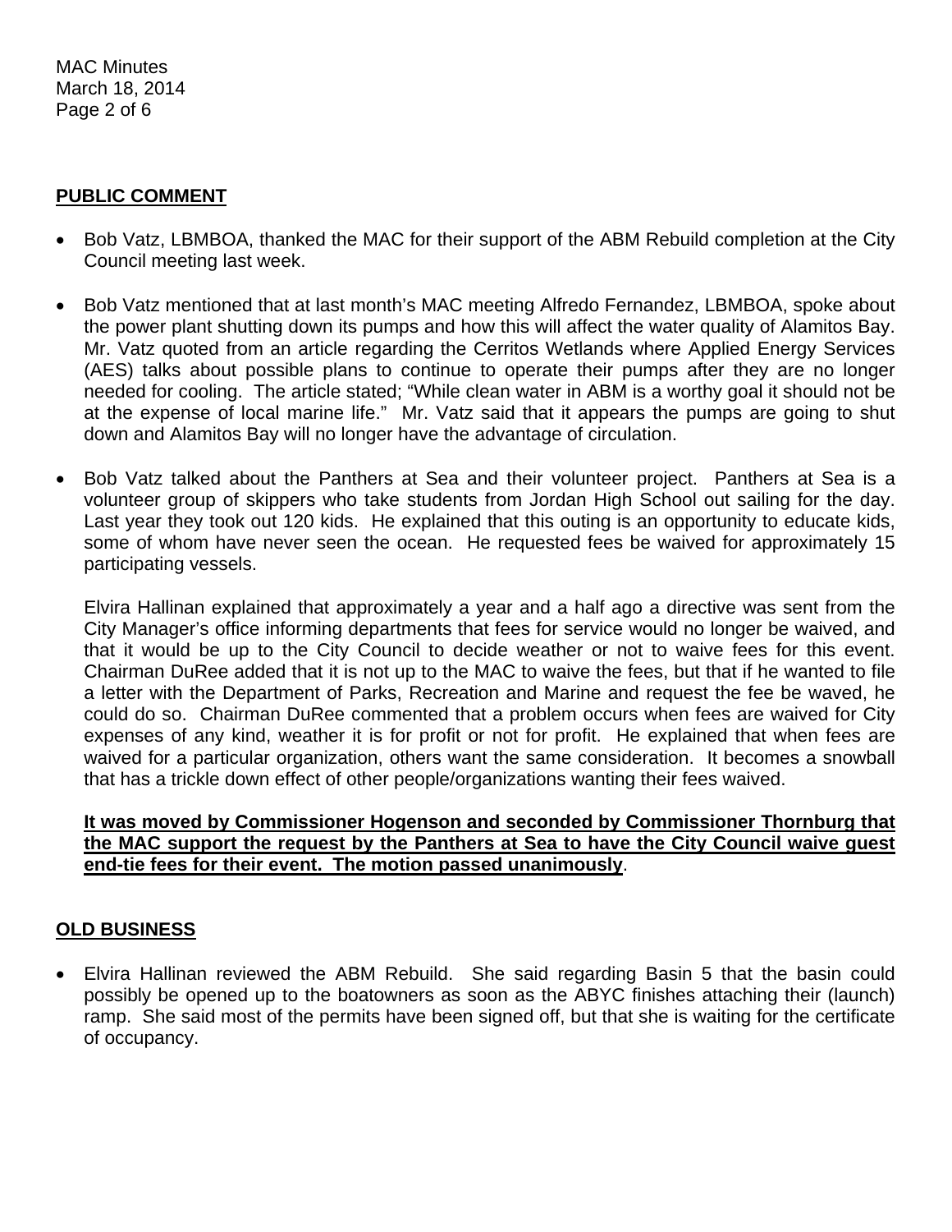## PUBLIC COMMENT

- Bob Vatz, LBMBOA, thanked the MAC for their support of the ABM Rebuild completion at the City Council meeting last week.

- Bob Vatz mentioned that at last month's MAC meeting Alfredo Fernandez, LBMBOA, spoke about the power plant shutting down its pumps and how this will affect the water quality of Alamitos Bay. Mr. Vatz quoted from an article regarding the Cerritos Wetlands where Applied Energy Services (AES) talks about possible plans to continue to operate their pumps after they are no longer needed for cooling. The article stated; "While clean water in ABM is a worthy goal it should not be at the expense of local marine life." Mr. Vatz said that it appears the pumps are going to shut down and Alamitos Bay will no longer have the advantage of circulation.

- Bob Vatz talked about the Panthers at Sea and their volunteer project. Panthers at Sea is a volunteer group of skippers who take students from Jordan High School out sailing for the day. Last year they took out 120 kids. He explained that this outing is an opportunity to educate kids, some of whom have never seen the ocean. He requested fees be waived for approximately 15 participating vessels.

  Elvira Hallinan explained that approximately a year and a half ago a directive was sent from the City Manager's office informing departments that fees for service would no longer be waived, and that it would be up to the City Council to decide weather or not to waive fees for this event. Chairman DuRee added that it is not up to the MAC to waive the fees, but that if he wanted to file a letter with the Department of Parks, Recreation and Marine and request the fee be waved, he could do so. Chairman DuRee commented that a problem occurs when fees are waived for City expenses of any kind, weather it is for profit or not for profit. He explained that when fees are waived for a particular organization, others want the same consideration. It becomes a snowball that has a trickle down effect of other people/organizations wanting their fees waived.

  **It was moved by Commissioner Hogenson and seconded by Commissioner Thornburg that the MAC support the request by the Panthers at Sea to have the City Council waive guest end-tie fees for their event. The motion passed unanimously**.

## OLD BUSINESS

- Elvira Hallinan reviewed the ABM Rebuild. She said regarding Basin 5 that the basin could possibly be opened up to the boatowners as soon as the ABYC finishes attaching their (launch) ramp. She said most of the permits have been signed off, but that she is waiting for the certificate of occupancy.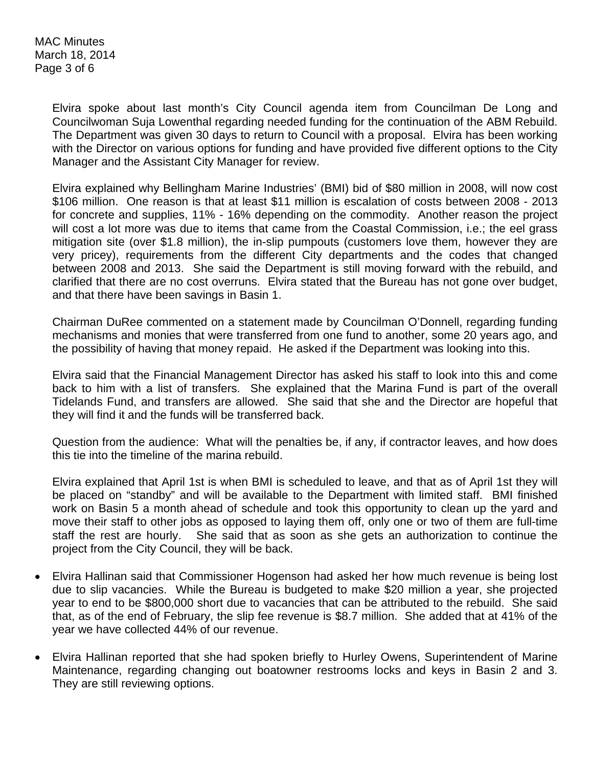Elvira spoke about last month's City Council agenda item from Councilman De Long and Councilwoman Suja Lowenthal regarding needed funding for the continuation of the ABM Rebuild. The Department was given 30 days to return to Council with a proposal. Elvira has been working with the Director on various options for funding and have provided five different options to the City Manager and the Assistant City Manager for review.

Elvira explained why Bellingham Marine Industries' (BMI) bid of $80 million in 2008, will now cost $106 million. One reason is that at least $11 million is escalation of costs between 2008 - 2013 for concrete and supplies, 11% - 16% depending on the commodity. Another reason the project will cost a lot more was due to items that came from the Coastal Commission, i.e.; the eel grass mitigation site (over $1.8 million), the in-slip pumpouts (customers love them, however they are very pricey), requirements from the different City departments and the codes that changed between 2008 and 2013. She said the Department is still moving forward with the rebuild, and clarified that there are no cost overruns. Elvira stated that the Bureau has not gone over budget, and that there have been savings in Basin 1.

Chairman DuRee commented on a statement made by Councilman O'Donnell, regarding funding mechanisms and monies that were transferred from one fund to another, some 20 years ago, and the possibility of having that money repaid. He asked if the Department was looking into this.

Elvira said that the Financial Management Director has asked his staff to look into this and come back to him with a list of transfers. She explained that the Marina Fund is part of the overall Tidelands Fund, and transfers are allowed. She said that she and the Director are hopeful that they will find it and the funds will be transferred back.

Question from the audience: What will the penalties be, if any, if contractor leaves, and how does this tie into the timeline of the marina rebuild.

Elvira explained that April 1st is when BMI is scheduled to leave, and that as of April 1st they will be placed on "standby" and will be available to the Department with limited staff. BMI finished work on Basin 5 a month ahead of schedule and took this opportunity to clean up the yard and move their staff to other jobs as opposed to laying them off, only one or two of them are full-time staff the rest are hourly. She said that as soon as she gets an authorization to continue the project from the City Council, they will be back.

- Elvira Hallinan said that Commissioner Hogenson had asked her how much revenue is being lost due to slip vacancies. While the Bureau is budgeted to make $20 million a year, she projected year to end to be $800,000 short due to vacancies that can be attributed to the rebuild. She said that, as of the end of February, the slip fee revenue is $8.7 million. She added that at 41% of the year we have collected 44% of our revenue.
- Elvira Hallinan reported that she had spoken briefly to Hurley Owens, Superintendent of Marine Maintenance, regarding changing out boatowner restrooms locks and keys in Basin 2 and 3. They are still reviewing options.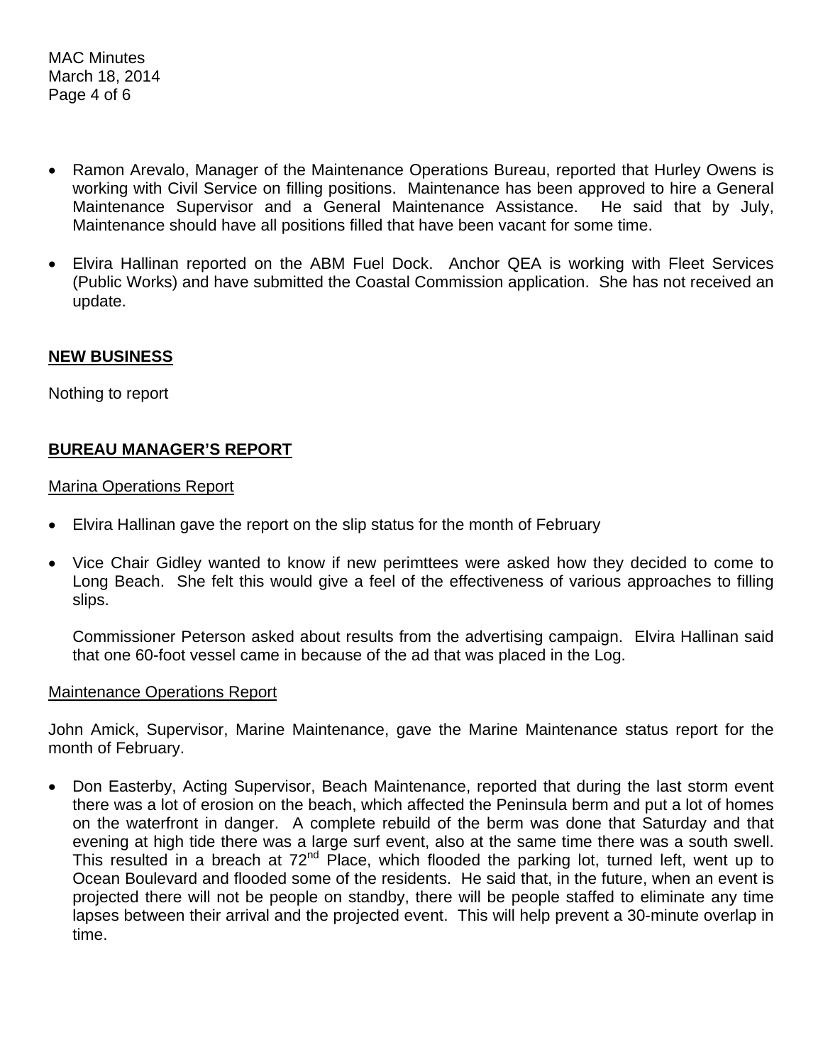- Ramon Arevalo, Manager of the Maintenance Operations Bureau, reported that Hurley Owens is working with Civil Service on filling positions. Maintenance has been approved to hire a General Maintenance Supervisor and a General Maintenance Assistance. He said that by July, Maintenance should have all positions filled that have been vacant for some time.

- Elvira Hallinan reported on the ABM Fuel Dock. Anchor QEA is working with Fleet Services (Public Works) and have submitted the Coastal Commission application. She has not received an update.

**NEW BUSINESS**

Nothing to report

**BUREAU MANAGER'S REPORT**

Marina Operations Report

- Elvira Hallinan gave the report on the slip status for the month of February

- Vice Chair Gidley wanted to know if new perimttees were asked how they decided to come to Long Beach. She felt this would give a feel of the effectiveness of various approaches to filling slips.

  Commissioner Peterson asked about results from the advertising campaign. Elvira Hallinan said that one 60-foot vessel came in because of the ad that was placed in the Log.

Maintenance Operations Report

John Amick, Supervisor, Marine Maintenance, gave the Marine Maintenance status report for the month of February.

- Don Easterby, Acting Supervisor, Beach Maintenance, reported that during the last storm event there was a lot of erosion on the beach, which affected the Peninsula berm and put a lot of homes on the waterfront in danger. A complete rebuild of the berm was done that Saturday and that evening at high tide there was a large surf event, also at the same time there was a south swell. This resulted in a breach at 72nd Place, which flooded the parking lot, turned left, went up to Ocean Boulevard and flooded some of the residents. He said that, in the future, when an event is projected there will not be people on standby, there will be people staffed to eliminate any time lapses between their arrival and the projected event. This will help prevent a 30-minute overlap in time.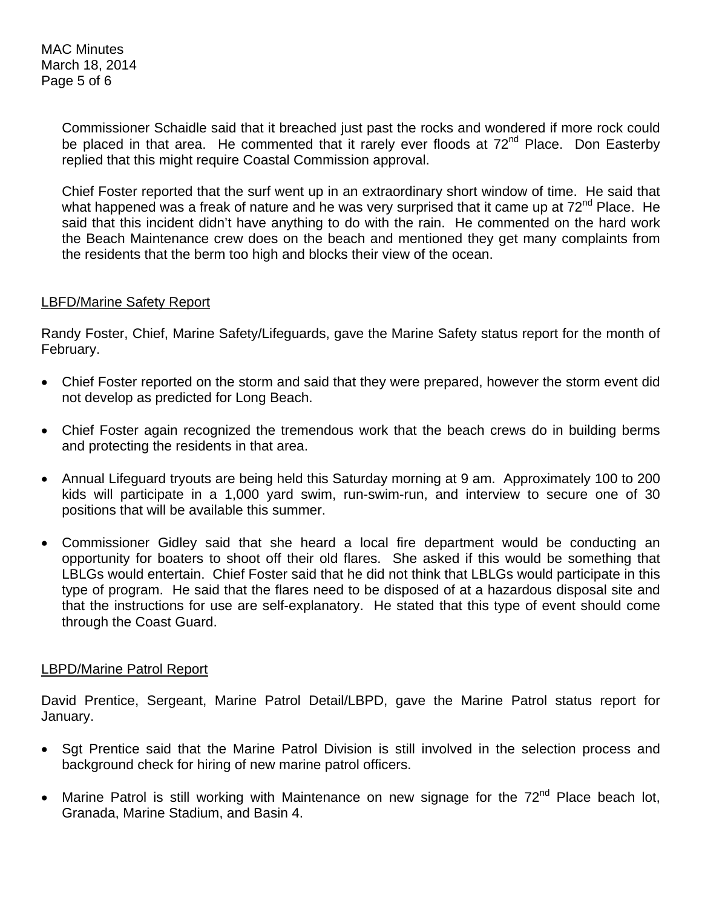Commissioner Schaidle said that it breached just past the rocks and wondered if more rock could be placed in that area. He commented that it rarely ever floods at 72nd Place. Don Easterby replied that this might require Coastal Commission approval.

Chief Foster reported that the surf went up in an extraordinary short window of time. He said that what happened was a freak of nature and he was very surprised that it came up at 72nd Place. He said that this incident didn't have anything to do with the rain. He commented on the hard work the Beach Maintenance crew does on the beach and mentioned they get many complaints from the residents that the berm too high and blocks their view of the ocean.

## LBFD/Marine Safety Report

Randy Foster, Chief, Marine Safety/Lifeguards, gave the Marine Safety status report for the month of February.

- Chief Foster reported on the storm and said that they were prepared, however the storm event did not develop as predicted for Long Beach.
- Chief Foster again recognized the tremendous work that the beach crews do in building berms and protecting the residents in that area.
- Annual Lifeguard tryouts are being held this Saturday morning at 9 am. Approximately 100 to 200 kids will participate in a 1,000 yard swim, run-swim-run, and interview to secure one of 30 positions that will be available this summer.
- Commissioner Gidley said that she heard a local fire department would be conducting an opportunity for boaters to shoot off their old flares. She asked if this would be something that LBLGs would entertain. Chief Foster said that he did not think that LBLGs would participate in this type of program. He said that the flares need to be disposed of at a hazardous disposal site and that the instructions for use are self-explanatory. He stated that this type of event should come through the Coast Guard.

## LBPD/Marine Patrol Report

David Prentice, Sergeant, Marine Patrol Detail/LBPD, gave the Marine Patrol status report for January.

- Sgt Prentice said that the Marine Patrol Division is still involved in the selection process and background check for hiring of new marine patrol officers.
- Marine Patrol is still working with Maintenance on new signage for the 72nd Place beach lot, Granada, Marine Stadium, and Basin 4.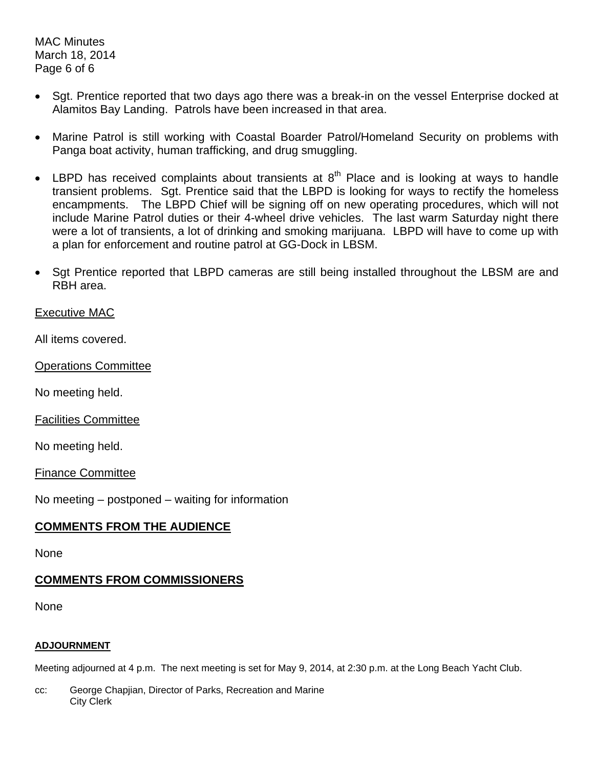- Sgt. Prentice reported that two days ago there was a break-in on the vessel Enterprise docked at Alamitos Bay Landing. Patrols have been increased in that area.
- Marine Patrol is still working with Coastal Boarder Patrol/Homeland Security on problems with Panga boat activity, human trafficking, and drug smuggling.
- LBPD has received complaints about transients at 8th Place and is looking at ways to handle transient problems. Sgt. Prentice said that the LBPD is looking for ways to rectify the homeless encampments. The LBPD Chief will be signing off on new operating procedures, which will not include Marine Patrol duties or their 4-wheel drive vehicles. The last warm Saturday night there were a lot of transients, a lot of drinking and smoking marijuana. LBPD will have to come up with a plan for enforcement and routine patrol at GG-Dock in LBSM.
- Sgt Prentice reported that LBPD cameras are still being installed throughout the LBSM are and RBH area.

Executive MAC

All items covered.

Operations Committee

No meeting held.

Facilities Committee

No meeting held.

Finance Committee

No meeting – postponed – waiting for information

## COMMENTS FROM THE AUDIENCE

None

## COMMENTS FROM COMMISSIONERS

None

### ADJOURNMENT

Meeting adjourned at 4 p.m. The next meeting is set for May 9, 2014, at 2:30 p.m. at the Long Beach Yacht Club.

cc: George Chapjian, Director of Parks, Recreation and Marine
City Clerk